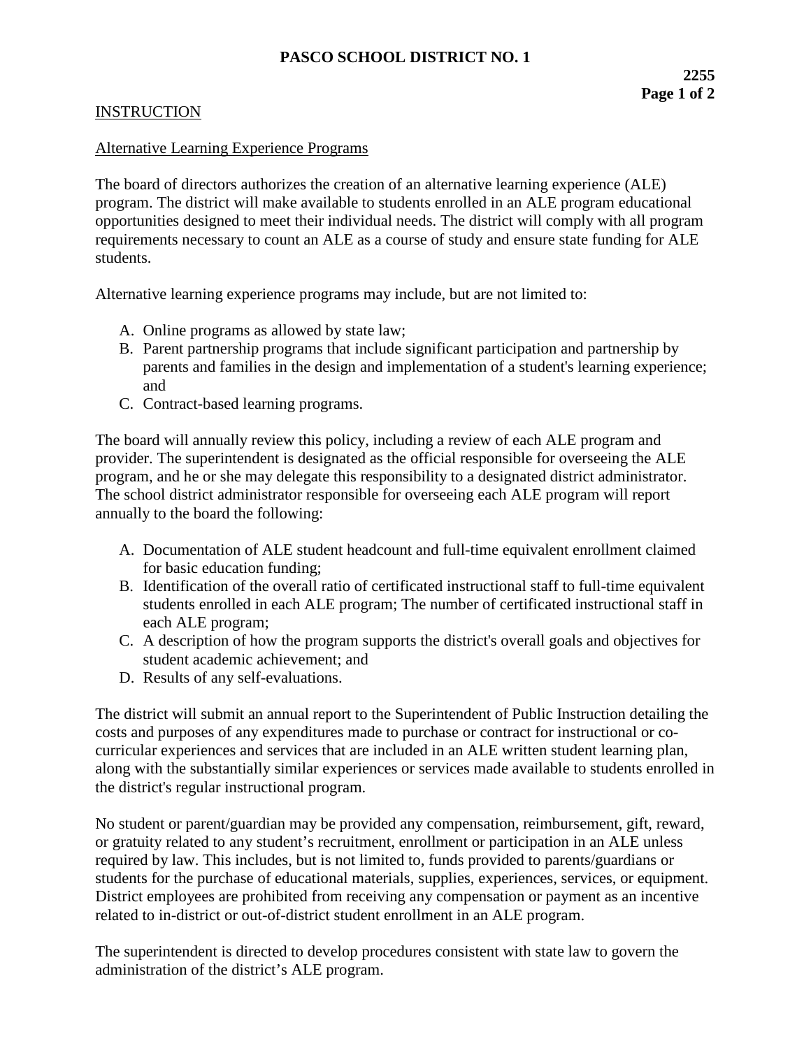# PASCO SCHOOL DISTRICT NO. 1

**2255**

## INSTRUCTION

### Alternative Learning Experience Programs

The board of directors authorizes the creation of an alternative learning experience (ALE) program. The district will make available to students enrolled in an ALE program educational opportunities designed to meet their individual needs. The district will comply with all program requirements necessary to count an ALE as a course of study and ensure state funding for ALE students.

Alternative learning experience programs may include, but are not limited to:

A. Online programs as allowed by state law;
B. Parent partnership programs that include significant participation and partnership by parents and families in the design and implementation of a student's learning experience; and
C. Contract-based learning programs.

The board will annually review this policy, including a review of each ALE program and provider. The superintendent is designated as the official responsible for overseeing the ALE program, and he or she may delegate this responsibility to a designated district administrator. The school district administrator responsible for overseeing each ALE program will report annually to the board the following:

A. Documentation of ALE student headcount and full-time equivalent enrollment claimed for basic education funding;
B. Identification of the overall ratio of certificated instructional staff to full-time equivalent students enrolled in each ALE program; The number of certificated instructional staff in each ALE program;
C. A description of how the program supports the district's overall goals and objectives for student academic achievement; and
D. Results of any self-evaluations.

The district will submit an annual report to the Superintendent of Public Instruction detailing the costs and purposes of any expenditures made to purchase or contract for instructional or co-curricular experiences and services that are included in an ALE written student learning plan, along with the substantially similar experiences or services made available to students enrolled in the district's regular instructional program.

No student or parent/guardian may be provided any compensation, reimbursement, gift, reward, or gratuity related to any student's recruitment, enrollment or participation in an ALE unless required by law. This includes, but is not limited to, funds provided to parents/guardians or students for the purchase of educational materials, supplies, experiences, services, or equipment. District employees are prohibited from receiving any compensation or payment as an incentive related to in-district or out-of-district student enrollment in an ALE program.

The superintendent is directed to develop procedures consistent with state law to govern the administration of the district's ALE program.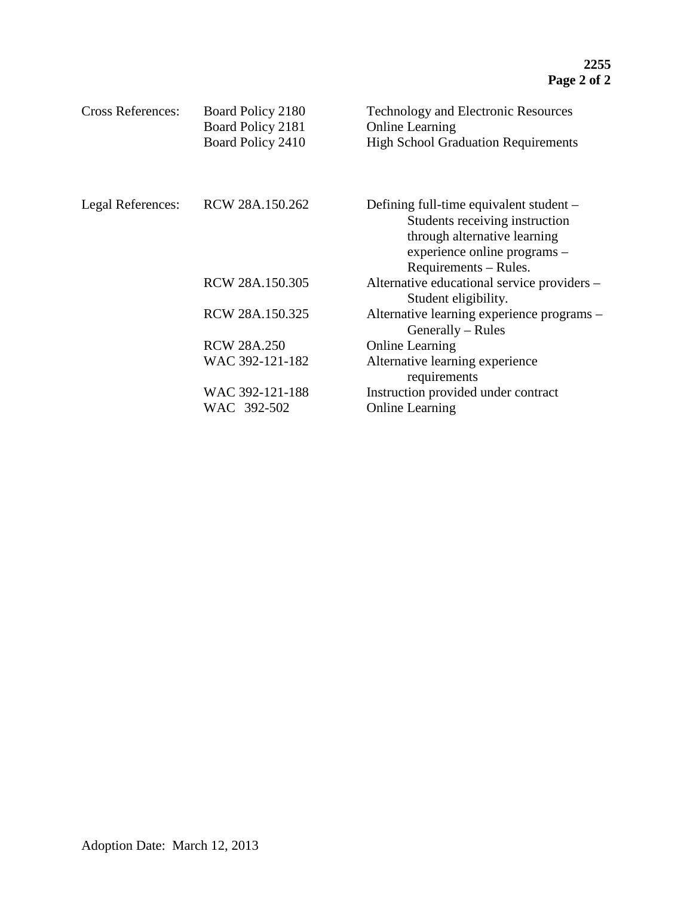| | | |
|---|---|---|
| Cross References: | Board Policy 2180 | Technology and Electronic Resources |
| | Board Policy 2181 | Online Learning |
| | Board Policy 2410 | High School Graduation Requirements |
| | | |
| Legal References: | RCW 28A.150.262 | Defining full-time equivalent student – Students receiving instruction through alternative learning experience online programs – Requirements – Rules. |
| | RCW 28A.150.305 | Alternative educational service providers – Student eligibility. |
| | RCW 28A.150.325 | Alternative learning experience programs – Generally – Rules |
| | RCW 28A.250 | Online Learning |
| | WAC 392-121-182 | Alternative learning experience requirements |
| | WAC 392-121-188 | Instruction provided under contract |
| | WAC 392-502 | Online Learning |

Adoption Date: March 12, 2013